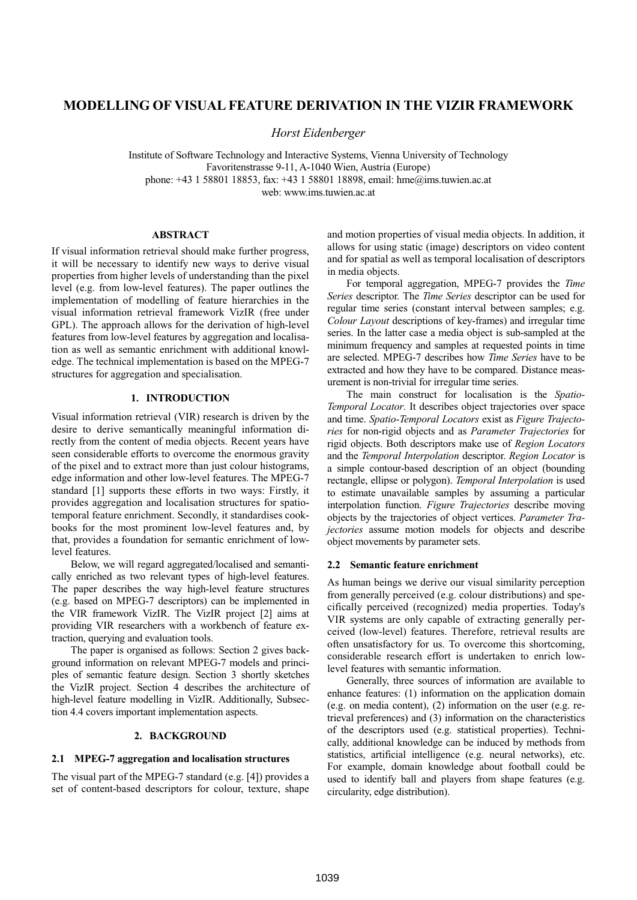# MODELLING OF VISUAL FEATURE DERIVATION IN THE VIZIR FRAMEWORK

*Horst Eidenberger*

Institute of Software Technology and Interactive Systems, Vienna University of Technology
Favoritenstrasse 9-11, A-1040 Wien, Austria (Europe)
phone: +43 1 58801 18853, fax: +43 1 58801 18898, email: hme@ims.tuwien.ac.at
web: www.ims.tuwien.ac.at

## ABSTRACT

If visual information retrieval should make further progress, it will be necessary to identify new ways to derive visual properties from higher levels of understanding than the pixel level (e.g. from low-level features). The paper outlines the implementation of modelling of feature hierarchies in the visual information retrieval framework VizIR (free under GPL). The approach allows for the derivation of high-level features from low-level features by aggregation and localisation as well as semantic enrichment with additional knowledge. The technical implementation is based on the MPEG-7 structures for aggregation and specialisation.

## 1. INTRODUCTION

Visual information retrieval (VIR) research is driven by the desire to derive semantically meaningful information directly from the content of media objects. Recent years have seen considerable efforts to overcome the enormous gravity of the pixel and to extract more than just colour histograms, edge information and other low-level features. The MPEG-7 standard [1] supports these efforts in two ways: Firstly, it provides aggregation and localisation structures for spatio-temporal feature enrichment. Secondly, it standardises cookbooks for the most prominent low-level features and, by that, provides a foundation for semantic enrichment of low-level features.

Below, we will regard aggregated/localised and semantically enriched as two relevant types of high-level features. The paper describes the way high-level feature structures (e.g. based on MPEG-7 descriptors) can be implemented in the VIR framework VizIR. The VizIR project [2] aims at providing VIR researchers with a workbench of feature extraction, querying and evaluation tools.

The paper is organised as follows: Section 2 gives background information on relevant MPEG-7 models and principles of semantic feature design. Section 3 shortly sketches the VizIR project. Section 4 describes the architecture of high-level feature modelling in VizIR. Additionally, Subsection 4.4 covers important implementation aspects.

## 2. BACKGROUND

### 2.1 MPEG-7 aggregation and localisation structures

The visual part of the MPEG-7 standard (e.g. [4]) provides a set of content-based descriptors for colour, texture, shape and motion properties of visual media objects. In addition, it allows for using static (image) descriptors on video content and for spatial as well as temporal localisation of descriptors in media objects.

For temporal aggregation, MPEG-7 provides the *Time Series* descriptor. The *Time Series* descriptor can be used for regular time series (constant interval between samples; e.g. *Colour Layout* descriptions of key-frames) and irregular time series. In the latter case a media object is sub-sampled at the minimum frequency and samples at requested points in time are selected. MPEG-7 describes how *Time Series* have to be extracted and how they have to be compared. Distance measurement is non-trivial for irregular time series.

The main construct for localisation is the *Spatio-Temporal Locator*. It describes object trajectories over space and time. *Spatio-Temporal Locators* exist as *Figure Trajectories* for non-rigid objects and as *Parameter Trajectories* for rigid objects. Both descriptors make use of *Region Locators* and the *Temporal Interpolation* descriptor. *Region Locator* is a simple contour-based description of an object (bounding rectangle, ellipse or polygon). *Temporal Interpolation* is used to estimate unavailable samples by assuming a particular interpolation function. *Figure Trajectories* describe moving objects by the trajectories of object vertices. *Parameter Trajectories* assume motion models for objects and describe object movements by parameter sets.

### 2.2 Semantic feature enrichment

As human beings we derive our visual similarity perception from generally perceived (e.g. colour distributions) and specifically perceived (recognized) media properties. Today's VIR systems are only capable of extracting generally perceived (low-level) features. Therefore, retrieval results are often unsatisfactory for us. To overcome this shortcoming, considerable research effort is undertaken to enrich low-level features with semantic information.

Generally, three sources of information are available to enhance features: (1) information on the application domain (e.g. on media content), (2) information on the user (e.g. retrieval preferences) and (3) information on the characteristics of the descriptors used (e.g. statistical properties). Technically, additional knowledge can be induced by methods from statistics, artificial intelligence (e.g. neural networks), etc. For example, domain knowledge about football could be used to identify ball and players from shape features (e.g. circularity, edge distribution).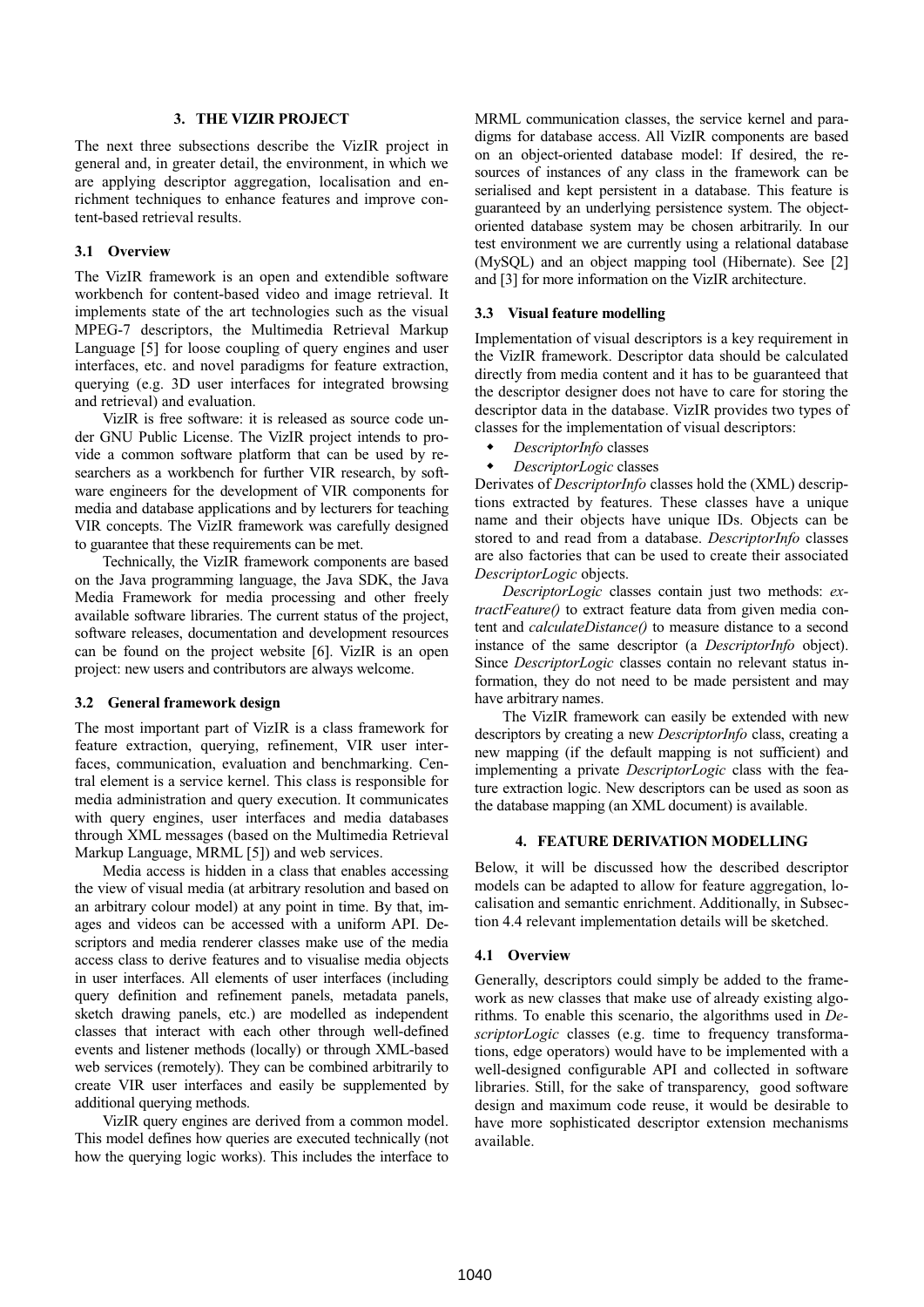## 3. THE VIZIR PROJECT

The next three subsections describe the VizIR project in general and, in greater detail, the environment, in which we are applying descriptor aggregation, localisation and enrichment techniques to enhance features and improve content-based retrieval results.

### 3.1 Overview

The VizIR framework is an open and extendible software workbench for content-based video and image retrieval. It implements state of the art technologies such as the visual MPEG-7 descriptors, the Multimedia Retrieval Markup Language [5] for loose coupling of query engines and user interfaces, etc. and novel paradigms for feature extraction, querying (e.g. 3D user interfaces for integrated browsing and retrieval) and evaluation.

VizIR is free software: it is released as source code under GNU Public License. The VizIR project intends to provide a common software platform that can be used by researchers as a workbench for further VIR research, by software engineers for the development of VIR components for media and database applications and by lecturers for teaching VIR concepts. The VizIR framework was carefully designed to guarantee that these requirements can be met.

Technically, the VizIR framework components are based on the Java programming language, the Java SDK, the Java Media Framework for media processing and other freely available software libraries. The current status of the project, software releases, documentation and development resources can be found on the project website [6]. VizIR is an open project: new users and contributors are always welcome.

### 3.2 General framework design

The most important part of VizIR is a class framework for feature extraction, querying, refinement, VIR user interfaces, communication, evaluation and benchmarking. Central element is a service kernel. This class is responsible for media administration and query execution. It communicates with query engines, user interfaces and media databases through XML messages (based on the Multimedia Retrieval Markup Language, MRML [5]) and web services.

Media access is hidden in a class that enables accessing the view of visual media (at arbitrary resolution and based on an arbitrary colour model) at any point in time. By that, images and videos can be accessed with a uniform API. Descriptors and media renderer classes make use of the media access class to derive features and to visualise media objects in user interfaces. All elements of user interfaces (including query definition and refinement panels, metadata panels, sketch drawing panels, etc.) are modelled as independent classes that interact with each other through well-defined events and listener methods (locally) or through XML-based web services (remotely). They can be combined arbitrarily to create VIR user interfaces and easily be supplemented by additional querying methods.

VizIR query engines are derived from a common model. This model defines how queries are executed technically (not how the querying logic works). This includes the interface to MRML communication classes, the service kernel and paradigms for database access. All VizIR components are based on an object-oriented database model: If desired, the resources of instances of any class in the framework can be serialised and kept persistent in a database. This feature is guaranteed by an underlying persistence system. The object-oriented database system may be chosen arbitrarily. In our test environment we are currently using a relational database (MySQL) and an object mapping tool (Hibernate). See [2] and [3] for more information on the VizIR architecture.

### 3.3 Visual feature modelling

Implementation of visual descriptors is a key requirement in the VizIR framework. Descriptor data should be calculated directly from media content and it has to be guaranteed that the descriptor designer does not have to care for storing the descriptor data in the database. VizIR provides two types of classes for the implementation of visual descriptors:

- *DescriptorInfo* classes
- *DescriptorLogic* classes

Derivates of *DescriptorInfo* classes hold the (XML) descriptions extracted by features. These classes have a unique name and their objects have unique IDs. Objects can be stored to and read from a database. *DescriptorInfo* classes are also factories that can be used to create their associated *DescriptorLogic* objects.

*DescriptorLogic* classes contain just two methods: *extractFeature()* to extract feature data from given media content and *calculateDistance()* to measure distance to a second instance of the same descriptor (a *DescriptorInfo* object). Since *DescriptorLogic* classes contain no relevant status information, they do not need to be made persistent and may have arbitrary names.

The VizIR framework can easily be extended with new descriptors by creating a new *DescriptorInfo* class, creating a new mapping (if the default mapping is not sufficient) and implementing a private *DescriptorLogic* class with the feature extraction logic. New descriptors can be used as soon as the database mapping (an XML document) is available.

## 4. FEATURE DERIVATION MODELLING

Below, it will be discussed how the described descriptor models can be adapted to allow for feature aggregation, localisation and semantic enrichment. Additionally, in Subsection 4.4 relevant implementation details will be sketched.

### 4.1 Overview

Generally, descriptors could simply be added to the framework as new classes that make use of already existing algorithms. To enable this scenario, the algorithms used in *DescriptorLogic* classes (e.g. time to frequency transformations, edge operators) would have to be implemented with a well-designed configurable API and collected in software libraries. Still, for the sake of transparency, good software design and maximum code reuse, it would be desirable to have more sophisticated descriptor extension mechanisms available.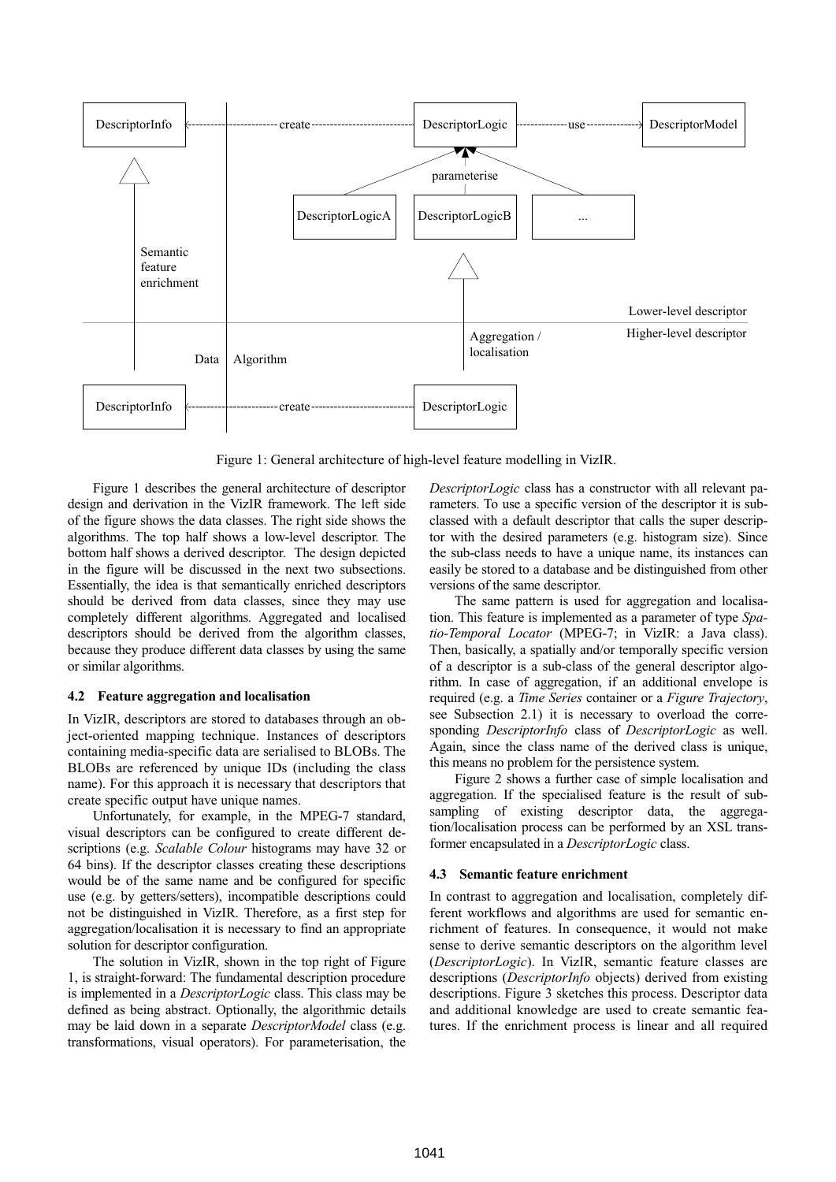Figure 1: General architecture of high-level feature modelling in VizIR.

Figure 1 describes the general architecture of descriptor design and derivation in the VizIR framework. The left side of the figure shows the data classes. The right side shows the algorithms. The top half shows a low-level descriptor. The bottom half shows a derived descriptor. The design depicted in the figure will be discussed in the next two subsections. Essentially, the idea is that semantically enriched descriptors should be derived from data classes, since they may use completely different algorithms. Aggregated and localised descriptors should be derived from the algorithm classes, because they produce different data classes by using the same or similar algorithms.

### 4.2 Feature aggregation and localisation

In VizIR, descriptors are stored to databases through an object-oriented mapping technique. Instances of descriptors containing media-specific data are serialised to BLOBs. The BLOBs are referenced by unique IDs (including the class name). For this approach it is necessary that descriptors that create specific output have unique names.

Unfortunately, for example, in the MPEG-7 standard, visual descriptors can be configured to create different descriptions (e.g. *Scalable Colour* histograms may have 32 or 64 bins). If the descriptor classes creating these descriptions would be of the same name and be configured for specific use (e.g. by getters/setters), incompatible descriptions could not be distinguished in VizIR. Therefore, as a first step for aggregation/localisation it is necessary to find an appropriate solution for descriptor configuration.

The solution in VizIR, shown in the top right of Figure 1, is straight-forward: The fundamental description procedure is implemented in a *DescriptorLogic* class. This class may be defined as being abstract. Optionally, the algorithmic details may be laid down in a separate *DescriptorModel* class (e.g. transformations, visual operators). For parameterisation, the *DescriptorLogic* class has a constructor with all relevant parameters. To use a specific version of the descriptor it is subclassed with a default descriptor that calls the super descriptor with the desired parameters (e.g. histogram size). Since the sub-class needs to have a unique name, its instances can easily be stored to a database and be distinguished from other versions of the same descriptor.

The same pattern is used for aggregation and localisation. This feature is implemented as a parameter of type *Spatio-Temporal Locator* (MPEG-7; in VizIR: a Java class). Then, basically, a spatially and/or temporally specific version of a descriptor is a sub-class of the general descriptor algorithm. In case of aggregation, if an additional envelope is required (e.g. a *Time Series* container or a *Figure Trajectory*, see Subsection 2.1) it is necessary to overload the corresponding *DescriptorInfo* class of *DescriptorLogic* as well. Again, since the class name of the derived class is unique, this means no problem for the persistence system.

Figure 2 shows a further case of simple localisation and aggregation. If the specialised feature is the result of subsampling of existing descriptor data, the aggregation/localisation process can be performed by an XSL transformer encapsulated in a *DescriptorLogic* class.

### 4.3 Semantic feature enrichment

In contrast to aggregation and localisation, completely different workflows and algorithms are used for semantic enrichment of features. In consequence, it would not make sense to derive semantic descriptors on the algorithm level (*DescriptorLogic*). In VizIR, semantic feature classes are descriptions (*DescriptorInfo* objects) derived from existing descriptions. Figure 3 sketches this process. Descriptor data and additional knowledge are used to create semantic features. If the enrichment process is linear and all required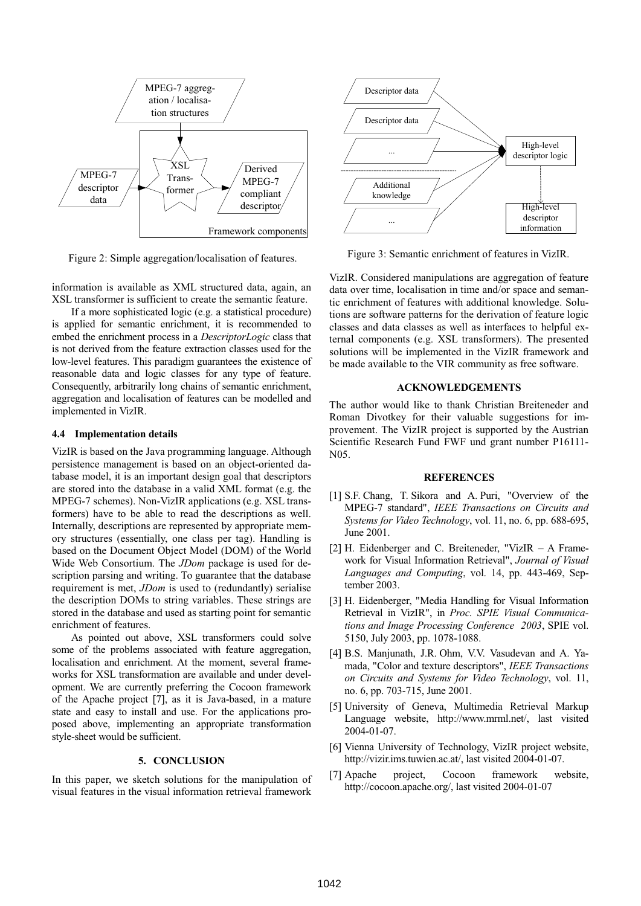MPEG-7 aggregation / localisation structures

MPEG-7 descriptor data

XSL Transformer

Derived MPEG-7 compliant descriptor

Framework components

Figure 2: Simple aggregation/localisation of features.

Descriptor data

Descriptor data

...

Additional knowledge

...

High-level descriptor logic

High-level descriptor information

Figure 3: Semantic enrichment of features in VizIR.

information is available as XML structured data, again, an XSL transformer is sufficient to create the semantic feature.

If a more sophisticated logic (e.g. a statistical procedure) is applied for semantic enrichment, it is recommended to embed the enrichment process in a *DescriptorLogic* class that is not derived from the feature extraction classes used for the low-level features. This paradigm guarantees the existence of reasonable data and logic classes for any type of feature. Consequently, arbitrarily long chains of semantic enrichment, aggregation and localisation of features can be modelled and implemented in VizIR.

### 4.4 Implementation details

VizIR is based on the Java programming language. Although persistence management is based on an object-oriented database model, it is an important design goal that descriptors are stored into the database in a valid XML format (e.g. the MPEG-7 schemes). Non-VizIR applications (e.g. XSL transformers) have to be able to read the descriptions as well. Internally, descriptions are represented by appropriate memory structures (essentially, one class per tag). Handling is based on the Document Object Model (DOM) of the World Wide Web Consortium. The *JDom* package is used for description parsing and writing. To guarantee that the database requirement is met, *JDom* is used to (redundantly) serialise the description DOMs to string variables. These strings are stored in the database and used as starting point for semantic enrichment of features.

As pointed out above, XSL transformers could solve some of the problems associated with feature aggregation, localisation and enrichment. At the moment, several frameworks for XSL transformation are available and under development. We are currently preferring the Cocoon framework of the Apache project [7], as it is Java-based, in a mature state and easy to install and use. For the applications proposed above, implementing an appropriate transformation style-sheet would be sufficient.

## 5. CONCLUSION

In this paper, we sketch solutions for the manipulation of visual features in the visual information retrieval framework VizIR. Considered manipulations are aggregation of feature data over time, localisation in time and/or space and semantic enrichment of features with additional knowledge. Solutions are software patterns for the derivation of feature logic classes and data classes as well as interfaces to helpful external components (e.g. XSL transformers). The presented solutions will be implemented in the VizIR framework and be made available to the VIR community as free software.

## ACKNOWLEDGEMENTS

The author would like to thank Christian Breiteneder and Roman Divotkey for their valuable suggestions for improvement. The VizIR project is supported by the Austrian Scientific Research Fund FWF und grant number P16111-N05.

## REFERENCES

[1] S.F. Chang, T. Sikora and A. Puri, "Overview of the MPEG-7 standard", *IEEE Transactions on Circuits and Systems for Video Technology*, vol. 11, no. 6, pp. 688-695, June 2001.

[2] H. Eidenberger and C. Breiteneder, "VizIR – A Framework for Visual Information Retrieval", *Journal of Visual Languages and Computing*, vol. 14, pp. 443-469, September 2003.

[3] H. Eidenberger, "Media Handling for Visual Information Retrieval in VizIR", in *Proc. SPIE Visual Communications and Image Processing Conference 2003*, SPIE vol. 5150, July 2003, pp. 1078-1088.

[4] B.S. Manjunath, J.R. Ohm, V.V. Vasudevan and A. Yamada, "Color and texture descriptors", *IEEE Transactions on Circuits and Systems for Video Technology*, vol. 11, no. 6, pp. 703-715, June 2001.

[5] University of Geneva, Multimedia Retrieval Markup Language website, http://www.mrml.net/, last visited 2004-01-07.

[6] Vienna University of Technology, VizIR project website, http://vizir.ims.tuwien.ac.at/, last visited 2004-01-07.

[7] Apache project, Cocoon framework website, http://cocoon.apache.org/, last visited 2004-01-07